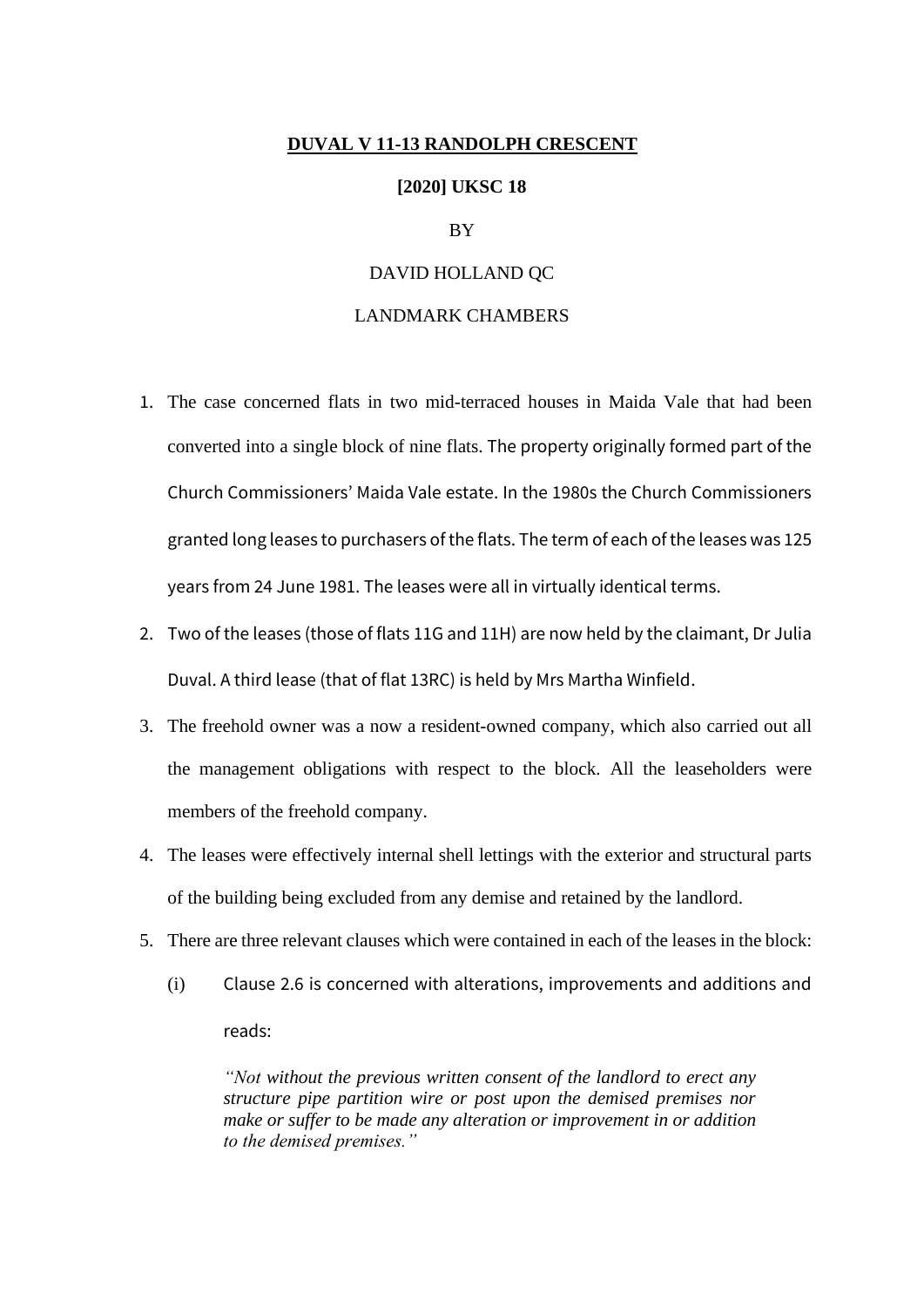# DUVAL V 11-13 RANDOLPH CRESCENT

**[2020] UKSC 18**

BY

DAVID HOLLAND QC

LANDMARK CHAMBERS

1. The case concerned flats in two mid-terraced houses in Maida Vale that had been converted into a single block of nine flats. The property originally formed part of the Church Commissioners' Maida Vale estate. In the 1980s the Church Commissioners granted long leases to purchasers of the flats. The term of each of the leases was 125 years from 24 June 1981. The leases were all in virtually identical terms.
2. Two of the leases (those of flats 11G and 11H) are now held by the claimant, Dr Julia Duval. A third lease (that of flat 13RC) is held by Mrs Martha Winfield.
3. The freehold owner was a now a resident-owned company, which also carried out all the management obligations with respect to the block. All the leaseholders were members of the freehold company.
4. The leases were effectively internal shell lettings with the exterior and structural parts of the building being excluded from any demise and retained by the landlord.
5. There are three relevant clauses which were contained in each of the leases in the block:
   (i) Clause 2.6 is concerned with alterations, improvements and additions and reads:

   *"Not without the previous written consent of the landlord to erect any structure pipe partition wire or post upon the demised premises nor make or suffer to be made any alteration or improvement in or addition to the demised premises."*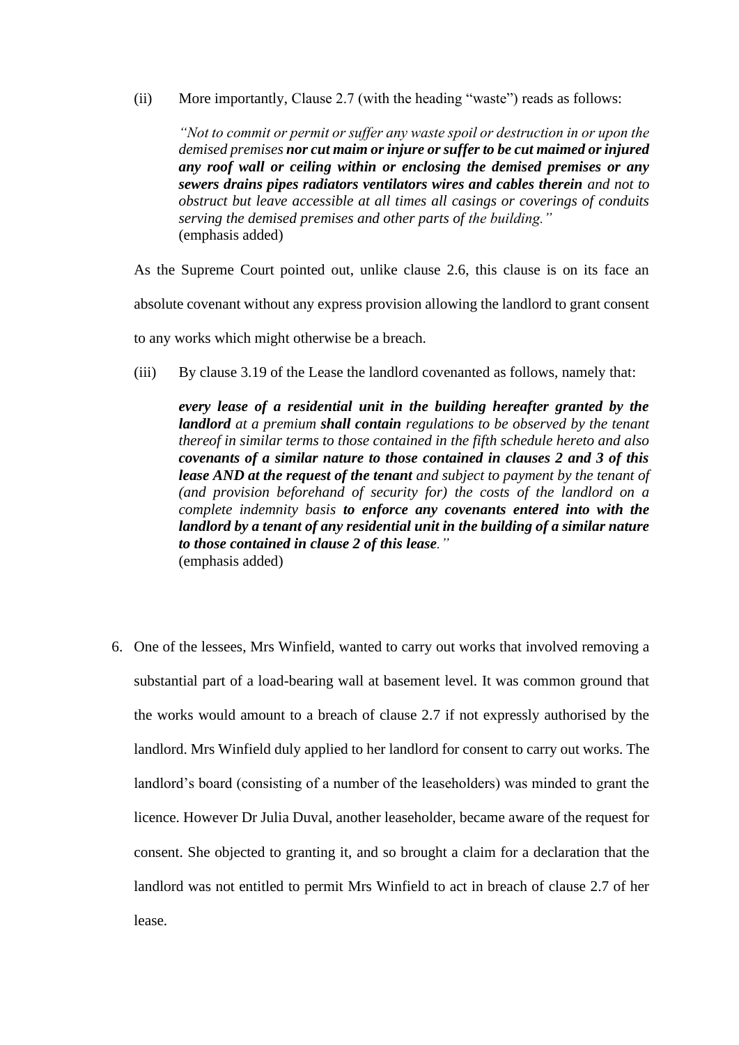(ii) More importantly, Clause 2.7 (with the heading "waste") reads as follows:

> *"Not to commit or permit or suffer any waste spoil or destruction in or upon the demised premises* ***nor cut maim or injure or suffer to be cut maimed or injured any roof wall or ceiling within or enclosing the demised premises or any sewers drains pipes radiators ventilators wires and cables therein*** *and not to obstruct but leave accessible at all times all casings or coverings of conduits serving the demised premises and other parts of the building."*
> (emphasis added)

As the Supreme Court pointed out, unlike clause 2.6, this clause is on its face an absolute covenant without any express provision allowing the landlord to grant consent to any works which might otherwise be a breach.

(iii) By clause 3.19 of the Lease the landlord covenanted as follows, namely that:

> ***every lease of a residential unit in the building hereafter granted by the landlord*** *at a premium* ***shall contain*** *regulations to be observed by the tenant thereof in similar terms to those contained in the fifth schedule hereto and also* ***covenants of a similar nature to those contained in clauses 2 and 3 of this lease AND at the request of the tenant*** *and subject to payment by the tenant of (and provision beforehand of security for) the costs of the landlord on a complete indemnity basis* ***to enforce any covenants entered into with the landlord by a tenant of any residential unit in the building of a similar nature to those contained in clause 2 of this lease****."*
> (emphasis added)

6. One of the lessees, Mrs Winfield, wanted to carry out works that involved removing a substantial part of a load-bearing wall at basement level. It was common ground that the works would amount to a breach of clause 2.7 if not expressly authorised by the landlord. Mrs Winfield duly applied to her landlord for consent to carry out works. The landlord's board (consisting of a number of the leaseholders) was minded to grant the licence. However Dr Julia Duval, another leaseholder, became aware of the request for consent. She objected to granting it, and so brought a claim for a declaration that the landlord was not entitled to permit Mrs Winfield to act in breach of clause 2.7 of her lease.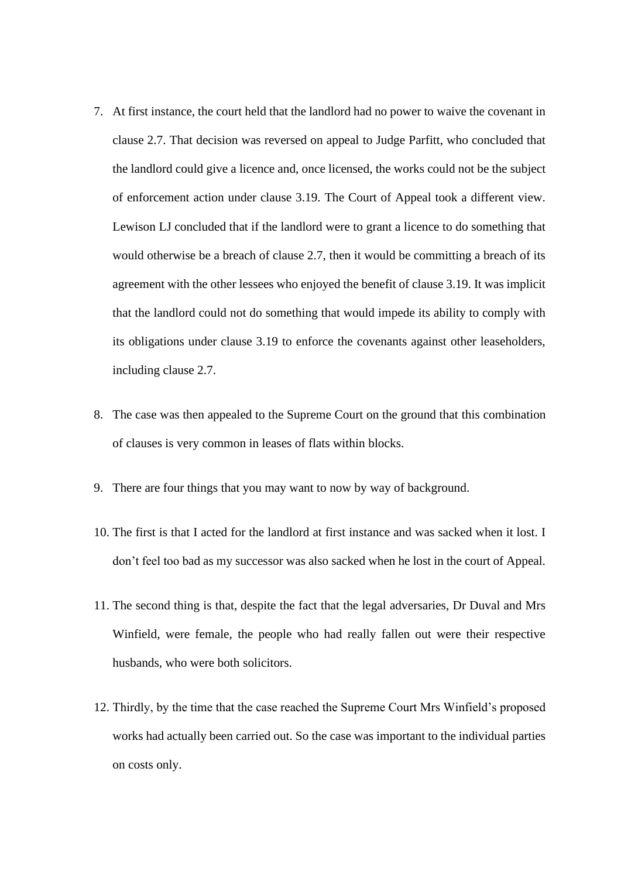7. At first instance, the court held that the landlord had no power to waive the covenant in clause 2.7. That decision was reversed on appeal to Judge Parfitt, who concluded that the landlord could give a licence and, once licensed, the works could not be the subject of enforcement action under clause 3.19. The Court of Appeal took a different view. Lewison LJ concluded that if the landlord were to grant a licence to do something that would otherwise be a breach of clause 2.7, then it would be committing a breach of its agreement with the other lessees who enjoyed the benefit of clause 3.19. It was implicit that the landlord could not do something that would impede its ability to comply with its obligations under clause 3.19 to enforce the covenants against other leaseholders, including clause 2.7.

8. The case was then appealed to the Supreme Court on the ground that this combination of clauses is very common in leases of flats within blocks.

9. There are four things that you may want to now by way of background.

10. The first is that I acted for the landlord at first instance and was sacked when it lost. I don't feel too bad as my successor was also sacked when he lost in the court of Appeal.

11. The second thing is that, despite the fact that the legal adversaries, Dr Duval and Mrs Winfield, were female, the people who had really fallen out were their respective husbands, who were both solicitors.

12. Thirdly, by the time that the case reached the Supreme Court Mrs Winfield's proposed works had actually been carried out. So the case was important to the individual parties on costs only.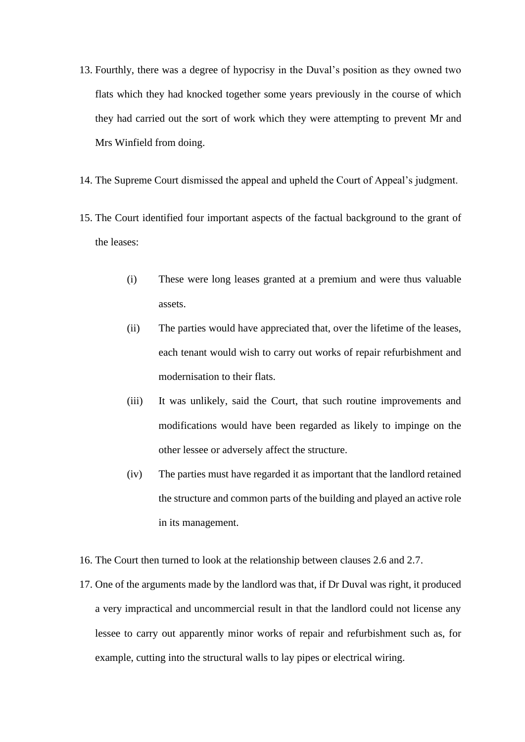13. Fourthly, there was a degree of hypocrisy in the Duval's position as they owned two flats which they had knocked together some years previously in the course of which they had carried out the sort of work which they were attempting to prevent Mr and Mrs Winfield from doing.

14. The Supreme Court dismissed the appeal and upheld the Court of Appeal's judgment.

15. The Court identified four important aspects of the factual background to the grant of the leases:

    (i) These were long leases granted at a premium and were thus valuable assets.

    (ii) The parties would have appreciated that, over the lifetime of the leases, each tenant would wish to carry out works of repair refurbishment and modernisation to their flats.

    (iii) It was unlikely, said the Court, that such routine improvements and modifications would have been regarded as likely to impinge on the other lessee or adversely affect the structure.

    (iv) The parties must have regarded it as important that the landlord retained the structure and common parts of the building and played an active role in its management.

16. The Court then turned to look at the relationship between clauses 2.6 and 2.7.

17. One of the arguments made by the landlord was that, if Dr Duval was right, it produced a very impractical and uncommercial result in that the landlord could not license any lessee to carry out apparently minor works of repair and refurbishment such as, for example, cutting into the structural walls to lay pipes or electrical wiring.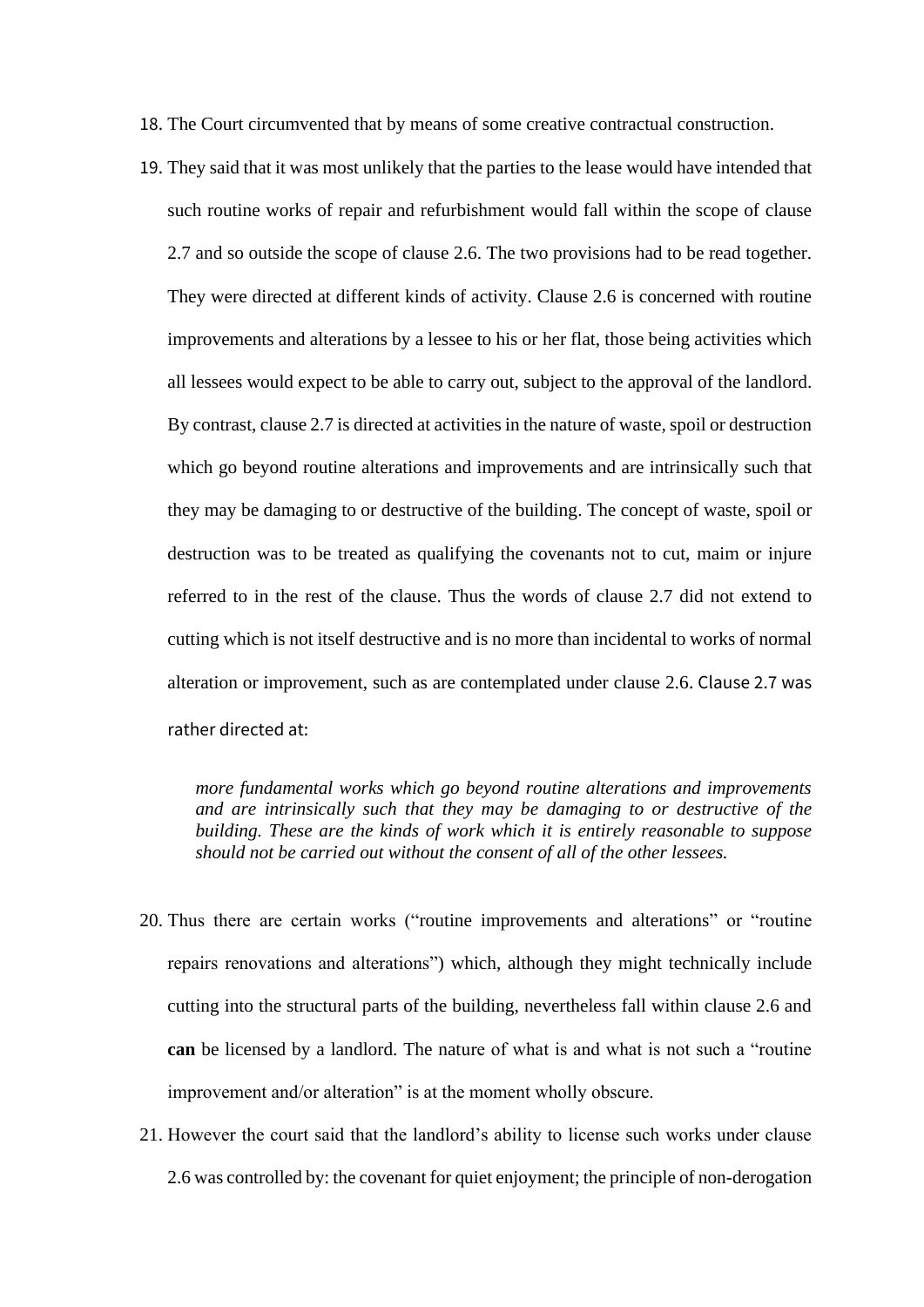18. The Court circumvented that by means of some creative contractual construction.

19. They said that it was most unlikely that the parties to the lease would have intended that such routine works of repair and refurbishment would fall within the scope of clause 2.7 and so outside the scope of clause 2.6. The two provisions had to be read together. They were directed at different kinds of activity. Clause 2.6 is concerned with routine improvements and alterations by a lessee to his or her flat, those being activities which all lessees would expect to be able to carry out, subject to the approval of the landlord. By contrast, clause 2.7 is directed at activities in the nature of waste, spoil or destruction which go beyond routine alterations and improvements and are intrinsically such that they may be damaging to or destructive of the building. The concept of waste, spoil or destruction was to be treated as qualifying the covenants not to cut, maim or injure referred to in the rest of the clause. Thus the words of clause 2.7 did not extend to cutting which is not itself destructive and is no more than incidental to works of normal alteration or improvement, such as are contemplated under clause 2.6. Clause 2.7 was rather directed at:

> *more fundamental works which go beyond routine alterations and improvements and are intrinsically such that they may be damaging to or destructive of the building. These are the kinds of work which it is entirely reasonable to suppose should not be carried out without the consent of all of the other lessees.*

20. Thus there are certain works ("routine improvements and alterations" or "routine repairs renovations and alterations") which, although they might technically include cutting into the structural parts of the building, nevertheless fall within clause 2.6 and **can** be licensed by a landlord. The nature of what is and what is not such a "routine improvement and/or alteration" is at the moment wholly obscure.

21. However the court said that the landlord's ability to license such works under clause 2.6 was controlled by: the covenant for quiet enjoyment; the principle of non-derogation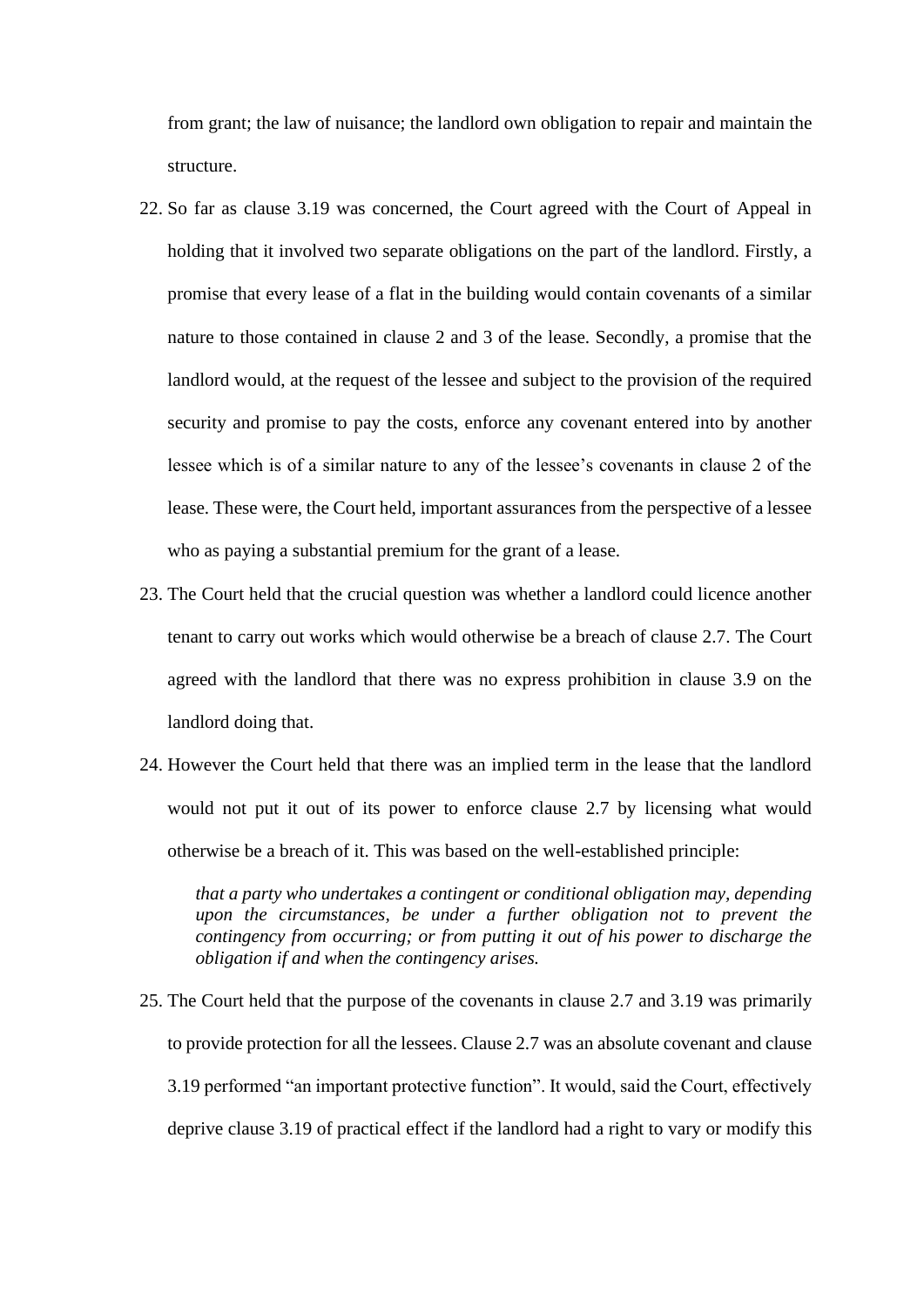from grant; the law of nuisance; the landlord own obligation to repair and maintain the structure.

22. So far as clause 3.19 was concerned, the Court agreed with the Court of Appeal in holding that it involved two separate obligations on the part of the landlord. Firstly, a promise that every lease of a flat in the building would contain covenants of a similar nature to those contained in clause 2 and 3 of the lease. Secondly, a promise that the landlord would, at the request of the lessee and subject to the provision of the required security and promise to pay the costs, enforce any covenant entered into by another lessee which is of a similar nature to any of the lessee's covenants in clause 2 of the lease. These were, the Court held, important assurances from the perspective of a lessee who as paying a substantial premium for the grant of a lease.

23. The Court held that the crucial question was whether a landlord could licence another tenant to carry out works which would otherwise be a breach of clause 2.7. The Court agreed with the landlord that there was no express prohibition in clause 3.9 on the landlord doing that.

24. However the Court held that there was an implied term in the lease that the landlord would not put it out of its power to enforce clause 2.7 by licensing what would otherwise be a breach of it. This was based on the well-established principle:

    > *that a party who undertakes a contingent or conditional obligation may, depending upon the circumstances, be under a further obligation not to prevent the contingency from occurring; or from putting it out of his power to discharge the obligation if and when the contingency arises.*

25. The Court held that the purpose of the covenants in clause 2.7 and 3.19 was primarily to provide protection for all the lessees. Clause 2.7 was an absolute covenant and clause 3.19 performed "an important protective function". It would, said the Court, effectively deprive clause 3.19 of practical effect if the landlord had a right to vary or modify this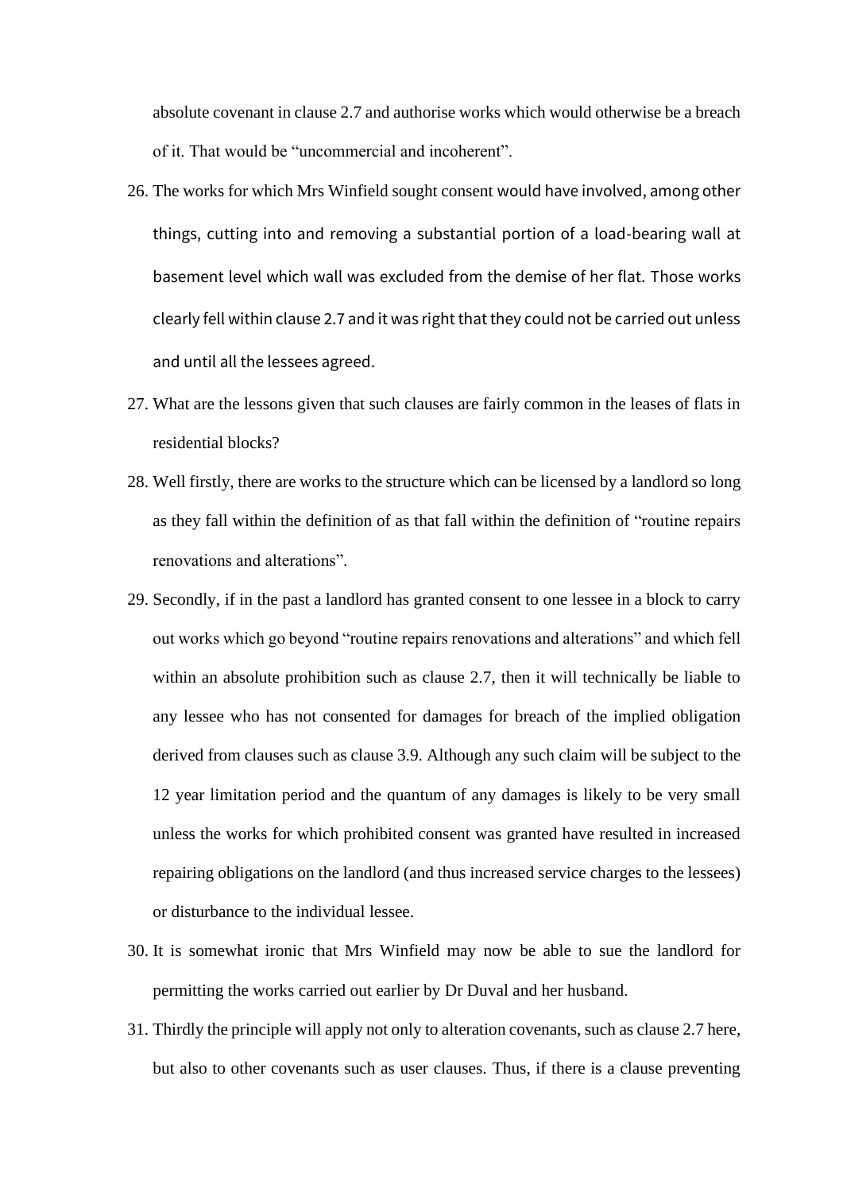absolute covenant in clause 2.7 and authorise works which would otherwise be a breach of it. That would be "uncommercial and incoherent".

26. The works for which Mrs Winfield sought consent would have involved, among other things, cutting into and removing a substantial portion of a load-bearing wall at basement level which wall was excluded from the demise of her flat. Those works clearly fell within clause 2.7 and it was right that they could not be carried out unless and until all the lessees agreed.

27. What are the lessons given that such clauses are fairly common in the leases of flats in residential blocks?

28. Well firstly, there are works to the structure which can be licensed by a landlord so long as they fall within the definition of as that fall within the definition of "routine repairs renovations and alterations".

29. Secondly, if in the past a landlord has granted consent to one lessee in a block to carry out works which go beyond "routine repairs renovations and alterations" and which fell within an absolute prohibition such as clause 2.7, then it will technically be liable to any lessee who has not consented for damages for breach of the implied obligation derived from clauses such as clause 3.9. Although any such claim will be subject to the 12 year limitation period and the quantum of any damages is likely to be very small unless the works for which prohibited consent was granted have resulted in increased repairing obligations on the landlord (and thus increased service charges to the lessees) or disturbance to the individual lessee.

30. It is somewhat ironic that Mrs Winfield may now be able to sue the landlord for permitting the works carried out earlier by Dr Duval and her husband.

31. Thirdly the principle will apply not only to alteration covenants, such as clause 2.7 here, but also to other covenants such as user clauses. Thus, if there is a clause preventing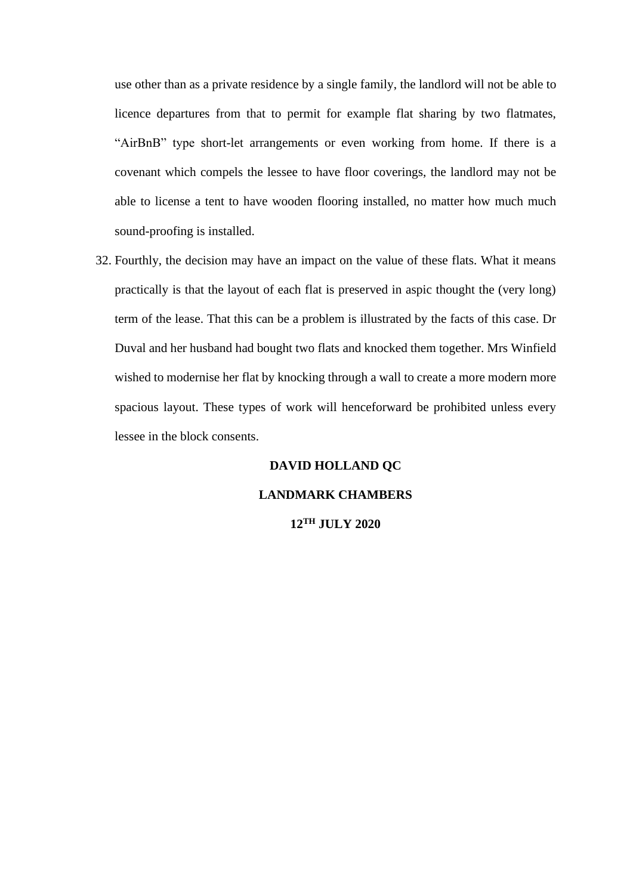use other than as a private residence by a single family, the landlord will not be able to licence departures from that to permit for example flat sharing by two flatmates, "AirBnB" type short-let arrangements or even working from home. If there is a covenant which compels the lessee to have floor coverings, the landlord may not be able to license a tent to have wooden flooring installed, no matter how much much sound-proofing is installed.

32. Fourthly, the decision may have an impact on the value of these flats. What it means practically is that the layout of each flat is preserved in aspic thought the (very long) term of the lease. That this can be a problem is illustrated by the facts of this case. Dr Duval and her husband had bought two flats and knocked them together. Mrs Winfield wished to modernise her flat by knocking through a wall to create a more modern more spacious layout. These types of work will henceforward be prohibited unless every lessee in the block consents.

**DAVID HOLLAND QC**

**LANDMARK CHAMBERS**

**12TH JULY 2020**